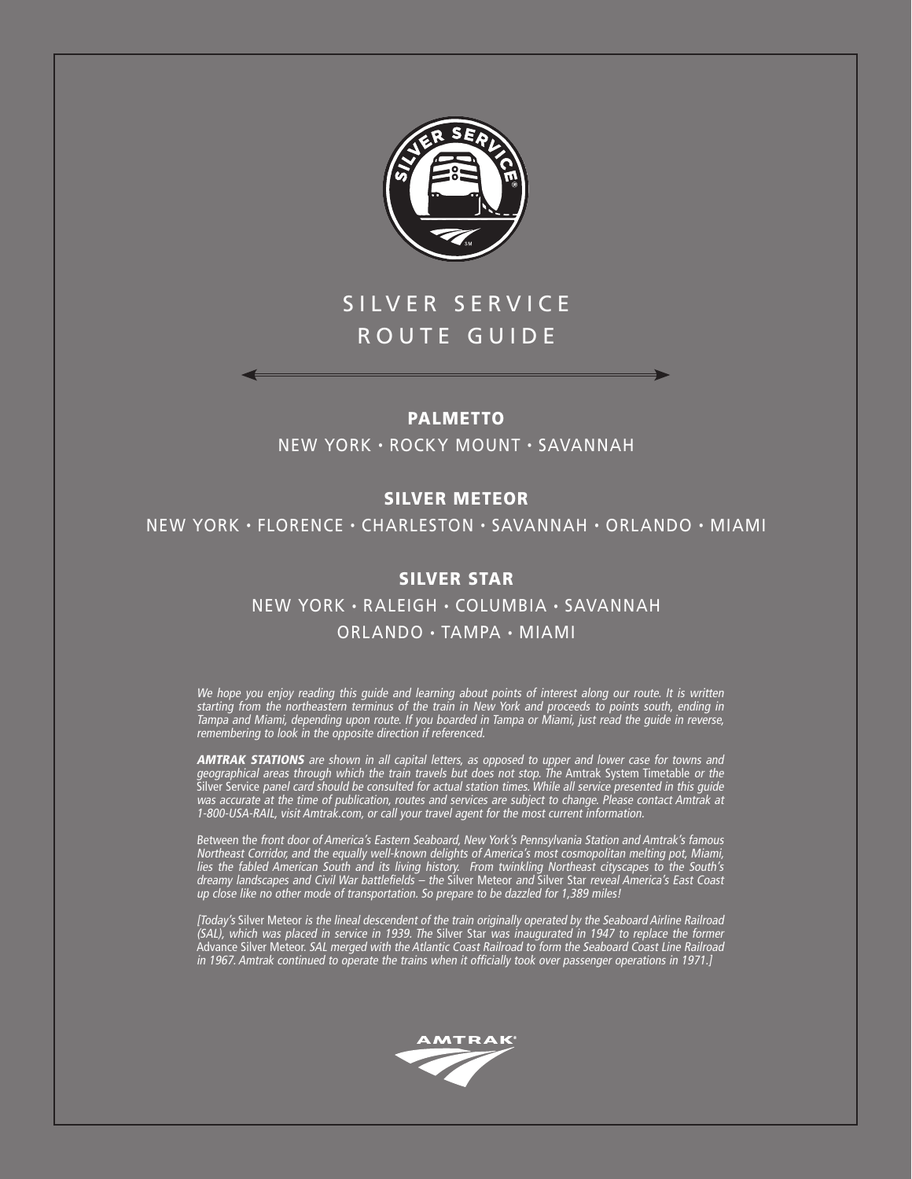# SILVER SERVICE ROUTE GUIDE

## PALMETTO

NEW YORK • ROCKY MOUNT • SAVANNAH

## SILVER METEOR

NEW YORK • FLORENCE • CHARLESTON • SAVANNAH • ORLANDO • MIAMI

## SILVER STAR

NEW YORK • RALEIGH • COLUMBIA • SAVANNAH
ORLANDO • TAMPA • MIAMI

*We hope you enjoy reading this guide and learning about points of interest along our route. It is written starting from the northeastern terminus of the train in New York and proceeds to points south, ending in Tampa and Miami, depending upon route. If you boarded in Tampa or Miami, just read the guide in reverse, remembering to look in the opposite direction if referenced.*

***AMTRAK STATIONS*** *are shown in all capital letters, as opposed to upper and lower case for towns and geographical areas through which the train travels but does not stop. The* Amtrak System Timetable *or the* Silver Service *panel card should be consulted for actual station times. While all service presented in this guide was accurate at the time of publication, routes and services are subject to change. Please contact Amtrak at 1-800-USA-RAIL, visit Amtrak.com, or call your travel agent for the most current information.*

Between the *front door of America's Eastern Seaboard, New York's Pennsylvania Station and Amtrak's famous Northeast Corridor, and the equally well-known delights of America's most cosmopolitan melting pot, Miami, lies the fabled American South and its living history. From twinkling Northeast cityscapes to the South's dreamy landscapes and Civil War battlefields – the* Silver Meteor *and* Silver Star *reveal America's East Coast up close like no other mode of transportation. So prepare to be dazzled for 1,389 miles!*

*[Today's* Silver Meteor *is the lineal descendent of the train originally operated by the Seaboard Airline Railroad (SAL), which was placed in service in 1939. The* Silver Star *was inaugurated in 1947 to replace the former* Advance Silver Meteor. *SAL merged with the Atlantic Coast Railroad to form the Seaboard Coast Line Railroad in 1967. Amtrak continued to operate the trains when it officially took over passenger operations in 1971.]*

AMTRAK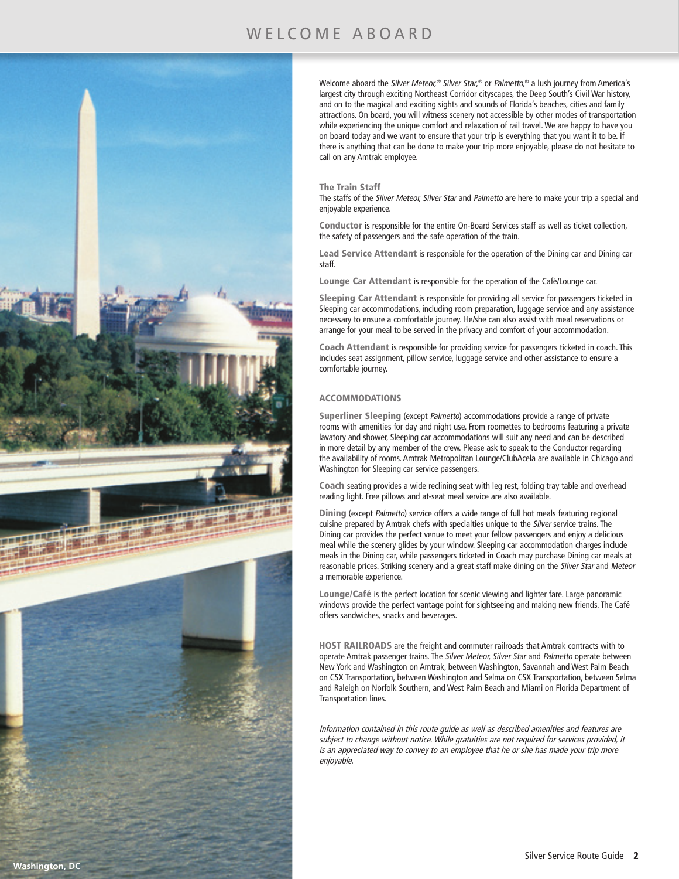# WELCOME ABOARD

Welcome aboard the *Silver Meteor,*® *Silver Star,*® or *Palmetto,*® a lush journey from America's largest city through exciting Northeast Corridor cityscapes, the Deep South's Civil War history, and on to the magical and exciting sights and sounds of Florida's beaches, cities and family attractions. On board, you will witness scenery not accessible by other modes of transportation while experiencing the unique comfort and relaxation of rail travel. We are happy to have you on board today and we want to ensure that your trip is everything that you want it to be. If there is anything that can be done to make your trip more enjoyable, please do not hesitate to call on any Amtrak employee.

### The Train Staff

The staffs of the *Silver Meteor, Silver Star* and *Palmetto* are here to make your trip a special and enjoyable experience.

**Conductor** is responsible for the entire On-Board Services staff as well as ticket collection, the safety of passengers and the safe operation of the train.

**Lead Service Attendant** is responsible for the operation of the Dining car and Dining car staff.

**Lounge Car Attendant** is responsible for the operation of the Café/Lounge car.

**Sleeping Car Attendant** is responsible for providing all service for passengers ticketed in Sleeping car accommodations, including room preparation, luggage service and any assistance necessary to ensure a comfortable journey. He/she can also assist with meal reservations or arrange for your meal to be served in the privacy and comfort of your accommodation.

**Coach Attendant** is responsible for providing service for passengers ticketed in coach. This includes seat assignment, pillow service, luggage service and other assistance to ensure a comfortable journey.

### ACCOMMODATIONS

**Superliner Sleeping** (except *Palmetto*) accommodations provide a range of private rooms with amenities for day and night use. From roomettes to bedrooms featuring a private lavatory and shower, Sleeping car accommodations will suit any need and can be described in more detail by any member of the crew. Please ask to speak to the Conductor regarding the availability of rooms. Amtrak Metropolitan Lounge/ClubAcela are available in Chicago and Washington for Sleeping car service passengers.

**Coach** seating provides a wide reclining seat with leg rest, folding tray table and overhead reading light. Free pillows and at-seat meal service are also available.

**Dining** (except *Palmetto*) service offers a wide range of full hot meals featuring regional cuisine prepared by Amtrak chefs with specialties unique to the *Silver* service trains. The Dining car provides the perfect venue to meet your fellow passengers and enjoy a delicious meal while the scenery glides by your window. Sleeping car accommodation charges include meals in the Dining car, while passengers ticketed in Coach may purchase Dining car meals at reasonable prices. Striking scenery and a great staff make dining on the *Silver Star* and *Meteor* a memorable experience.

**Lounge/Café** is the perfect location for scenic viewing and lighter fare. Large panoramic windows provide the perfect vantage point for sightseeing and making new friends. The Café offers sandwiches, snacks and beverages.

**HOST RAILROADS** are the freight and commuter railroads that Amtrak contracts with to operate Amtrak passenger trains. The *Silver Meteor, Silver Star* and *Palmetto* operate between New York and Washington on Amtrak, between Washington, Savannah and West Palm Beach on CSX Transportation, between Washington and Selma on CSX Transportation, between Selma and Raleigh on Norfolk Southern, and West Palm Beach and Miami on Florida Department of Transportation lines.

*Information contained in this route guide as well as described amenities and features are subject to change without notice. While gratuities are not required for services provided, it is an appreciated way to convey to an employee that he or she has made your trip more enjoyable.*

Washington, DC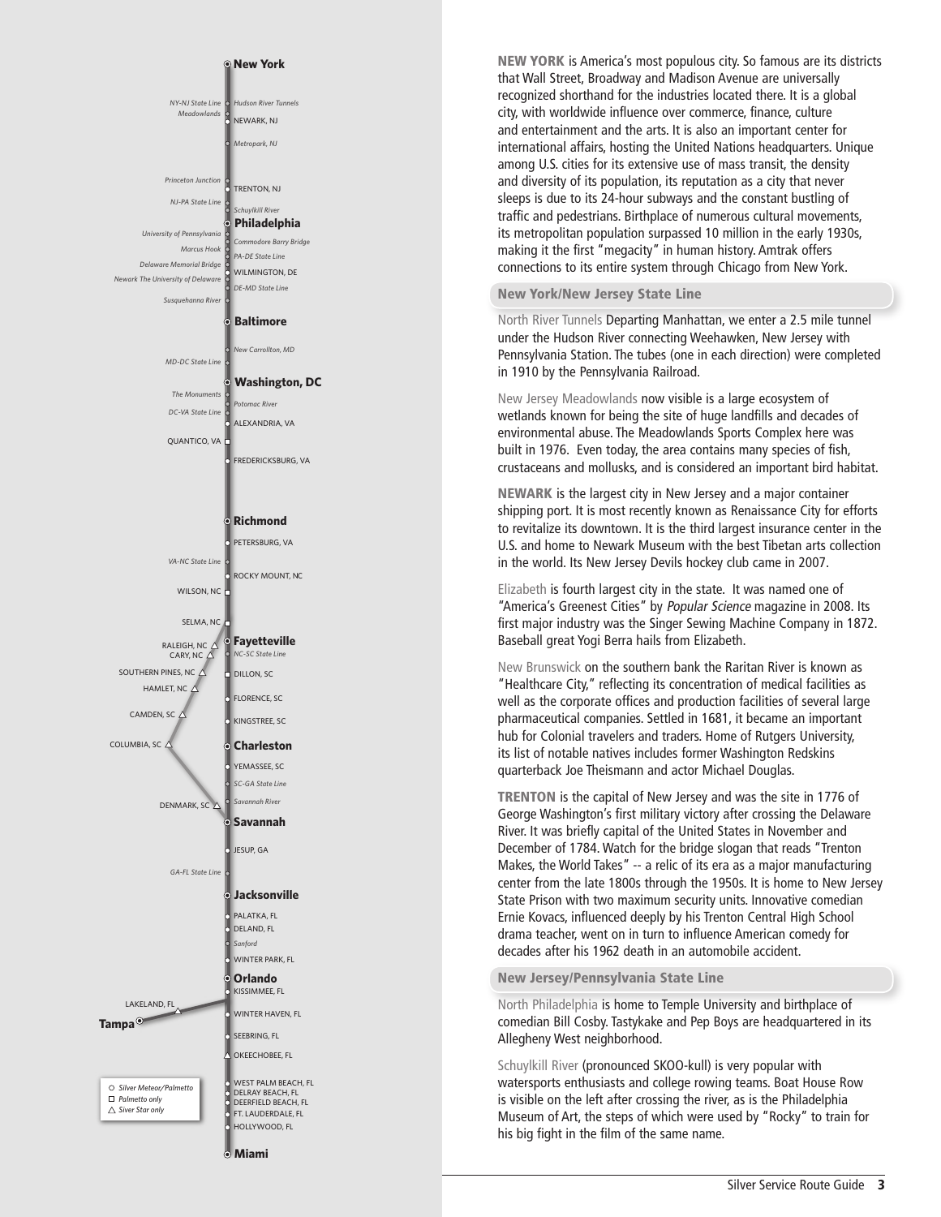**NEW YORK** is America's most populous city. So famous are its districts that Wall Street, Broadway and Madison Avenue are universally recognized shorthand for the industries located there. It is a global city, with worldwide influence over commerce, finance, culture and entertainment and the arts. It is also an important center for international affairs, hosting the United Nations headquarters. Unique among U.S. cities for its extensive use of mass transit, the density and diversity of its population, its reputation as a city that never sleeps is due to its 24-hour subways and the constant bustling of traffic and pedestrians. Birthplace of numerous cultural movements, its metropolitan population surpassed 10 million in the early 1930s, making it the first "megacity" in human history. Amtrak offers connections to its entire system through Chicago from New York.

## New York/New Jersey State Line

North River Tunnels Departing Manhattan, we enter a 2.5 mile tunnel under the Hudson River connecting Weehawken, New Jersey with Pennsylvania Station. The tubes (one in each direction) were completed in 1910 by the Pennsylvania Railroad.

New Jersey Meadowlands now visible is a large ecosystem of wetlands known for being the site of huge landfills and decades of environmental abuse. The Meadowlands Sports Complex here was built in 1976. Even today, the area contains many species of fish, crustaceans and mollusks, and is considered an important bird habitat.

**NEWARK** is the largest city in New Jersey and a major container shipping port. It is most recently known as Renaissance City for efforts to revitalize its downtown. It is the third largest insurance center in the U.S. and home to Newark Museum with the best Tibetan arts collection in the world. Its New Jersey Devils hockey club came in 2007.

Elizabeth is fourth largest city in the state. It was named one of "America's Greenest Cities" by *Popular Science* magazine in 2008. Its first major industry was the Singer Sewing Machine Company in 1872. Baseball great Yogi Berra hails from Elizabeth.

New Brunswick on the southern bank the Raritan River is known as "Healthcare City," reflecting its concentration of medical facilities as well as the corporate offices and production facilities of several large pharmaceutical companies. Settled in 1681, it became an important hub for Colonial travelers and traders. Home of Rutgers University, its list of notable natives includes former Washington Redskins quarterback Joe Theismann and actor Michael Douglas.

**TRENTON** is the capital of New Jersey and was the site in 1776 of George Washington's first military victory after crossing the Delaware River. It was briefly capital of the United States in November and December of 1784. Watch for the bridge slogan that reads "Trenton Makes, the World Takes" -- a relic of its era as a major manufacturing center from the late 1800s through the 1950s. It is home to New Jersey State Prison with two maximum security units. Innovative comedian Ernie Kovacs, influenced deeply by his Trenton Central High School drama teacher, went on in turn to influence American comedy for decades after his 1962 death in an automobile accident.

## New Jersey/Pennsylvania State Line

North Philadelphia is home to Temple University and birthplace of comedian Bill Cosby. Tastykake and Pep Boys are headquartered in its Allegheny West neighborhood.

Schuylkill River (pronounced SKOO-kull) is very popular with watersports enthusiasts and college rowing teams. Boat House Row is visible on the left after crossing the river, as is the Philadelphia Museum of Art, the steps of which were used by "Rocky" to train for his big fight in the film of the same name.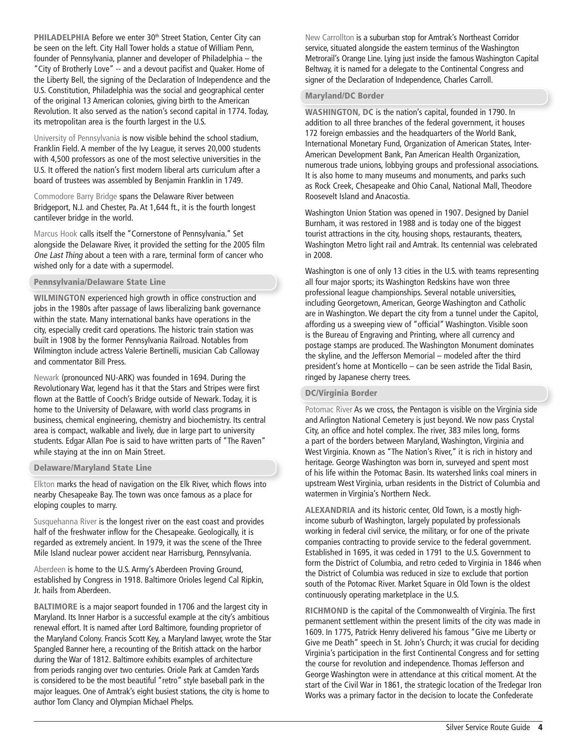**PHILADELPHIA** Before we enter 30th Street Station, Center City can be seen on the left. City Hall Tower holds a statue of William Penn, founder of Pennsylvania, planner and developer of Philadelphia – the "City of Brotherly Love" -- and a devout pacifist and Quaker. Home of the Liberty Bell, the signing of the Declaration of Independence and the U.S. Constitution, Philadelphia was the social and geographical center of the original 13 American colonies, giving birth to the American Revolution. It also served as the nation's second capital in 1774. Today, its metropolitan area is the fourth largest in the U.S.

University of Pennsylvania is now visible behind the school stadium, Franklin Field. A member of the Ivy League, it serves 20,000 students with 4,500 professors as one of the most selective universities in the U.S. It offered the nation's first modern liberal arts curriculum after a board of trustees was assembled by Benjamin Franklin in 1749.

Commodore Barry Bridge spans the Delaware River between Bridgeport, N.J. and Chester, Pa. At 1,644 ft., it is the fourth longest cantilever bridge in the world.

Marcus Hook calls itself the "Cornerstone of Pennsylvania." Set alongside the Delaware River, it provided the setting for the 2005 film *One Last Thing* about a teen with a rare, terminal form of cancer who wished only for a date with a supermodel.

## Pennsylvania/Delaware State Line

**WILMINGTON** experienced high growth in office construction and jobs in the 1980s after passage of laws liberalizing bank governance within the state. Many international banks have operations in the city, especially credit card operations. The historic train station was built in 1908 by the former Pennsylvania Railroad. Notables from Wilmington include actress Valerie Bertinelli, musician Cab Calloway and commentator Bill Press.

Newark (pronounced NU-ARK) was founded in 1694. During the Revolutionary War, legend has it that the Stars and Stripes were first flown at the Battle of Cooch's Bridge outside of Newark. Today, it is home to the University of Delaware, with world class programs in business, chemical engineering, chemistry and biochemistry. Its central area is compact, walkable and lively, due in large part to university students. Edgar Allan Poe is said to have written parts of "The Raven" while staying at the inn on Main Street.

## Delaware/Maryland State Line

Elkton marks the head of navigation on the Elk River, which flows into nearby Chesapeake Bay. The town was once famous as a place for eloping couples to marry.

Susquehanna River is the longest river on the east coast and provides half of the freshwater inflow for the Chesapeake. Geologically, it is regarded as extremely ancient. In 1979, it was the scene of the Three Mile Island nuclear power accident near Harrisburg, Pennsylvania.

Aberdeen is home to the U.S. Army's Aberdeen Proving Ground, established by Congress in 1918. Baltimore Orioles legend Cal Ripkin, Jr. hails from Aberdeen.

**BALTIMORE** is a major seaport founded in 1706 and the largest city in Maryland. Its Inner Harbor is a successful example at the city's ambitious renewal effort. It is named after Lord Baltimore, founding proprietor of the Maryland Colony. Francis Scott Key, a Maryland lawyer, wrote the Star Spangled Banner here, a recounting of the British attack on the harbor during the War of 1812. Baltimore exhibits examples of architecture from periods ranging over two centuries. Oriole Park at Camden Yards is considered to be the most beautiful "retro" style baseball park in the major leagues. One of Amtrak's eight busiest stations, the city is home to author Tom Clancy and Olympian Michael Phelps.

New Carrollton is a suburban stop for Amtrak's Northeast Corridor service, situated alongside the eastern terminus of the Washington Metrorail's Orange Line. Lying just inside the famous Washington Capital Beltway, it is named for a delegate to the Continental Congress and signer of the Declaration of Independence, Charles Carroll.

## Maryland/DC Border

**WASHINGTON, DC** is the nation's capital, founded in 1790. In addition to all three branches of the federal government, it houses 172 foreign embassies and the headquarters of the World Bank, International Monetary Fund, Organization of American States, Inter-American Development Bank, Pan American Health Organization, numerous trade unions, lobbying groups and professional associations. It is also home to many museums and monuments, and parks such as Rock Creek, Chesapeake and Ohio Canal, National Mall, Theodore Roosevelt Island and Anacostia.

Washington Union Station was opened in 1907. Designed by Daniel Burnham, it was restored in 1988 and is today one of the biggest tourist attractions in the city, housing shops, restaurants, theaters, Washington Metro light rail and Amtrak. Its centennial was celebrated in 2008.

Washington is one of only 13 cities in the U.S. with teams representing all four major sports; its Washington Redskins have won three professional league championships. Several notable universities, including Georgetown, American, George Washington and Catholic are in Washington. We depart the city from a tunnel under the Capitol, affording us a sweeping view of "official" Washington. Visible soon is the Bureau of Engraving and Printing, where all currency and postage stamps are produced. The Washington Monument dominates the skyline, and the Jefferson Memorial – modeled after the third president's home at Monticello – can be seen astride the Tidal Basin, ringed by Japanese cherry trees.

## DC/Virginia Border

Potomac River As we cross, the Pentagon is visible on the Virginia side and Arlington National Cemetery is just beyond. We now pass Crystal City, an office and hotel complex. The river, 383 miles long, forms a part of the borders between Maryland, Washington, Virginia and West Virginia. Known as "The Nation's River," it is rich in history and heritage. George Washington was born in, surveyed and spent most of his life within the Potomac Basin. Its watershed links coal miners in upstream West Virginia, urban residents in the District of Columbia and watermen in Virginia's Northern Neck.

**ALEXANDRIA** and its historic center, Old Town, is a mostly high-income suburb of Washington, largely populated by professionals working in federal civil service, the military, or for one of the private companies contracting to provide service to the federal government. Established in 1695, it was ceded in 1791 to the U.S. Government to form the District of Columbia, and retro ceded to Virginia in 1846 when the District of Columbia was reduced in size to exclude that portion south of the Potomac River. Market Square in Old Town is the oldest continuously operating marketplace in the U.S.

**RICHMOND** is the capital of the Commonwealth of Virginia. The first permanent settlement within the present limits of the city was made in 1609. In 1775, Patrick Henry delivered his famous "Give me Liberty or Give me Death" speech in St. John's Church; it was crucial for deciding Virginia's participation in the first Continental Congress and for setting the course for revolution and independence. Thomas Jefferson and George Washington were in attendance at this critical moment. At the start of the Civil War in 1861, the strategic location of the Tredegar Iron Works was a primary factor in the decision to locate the Confederate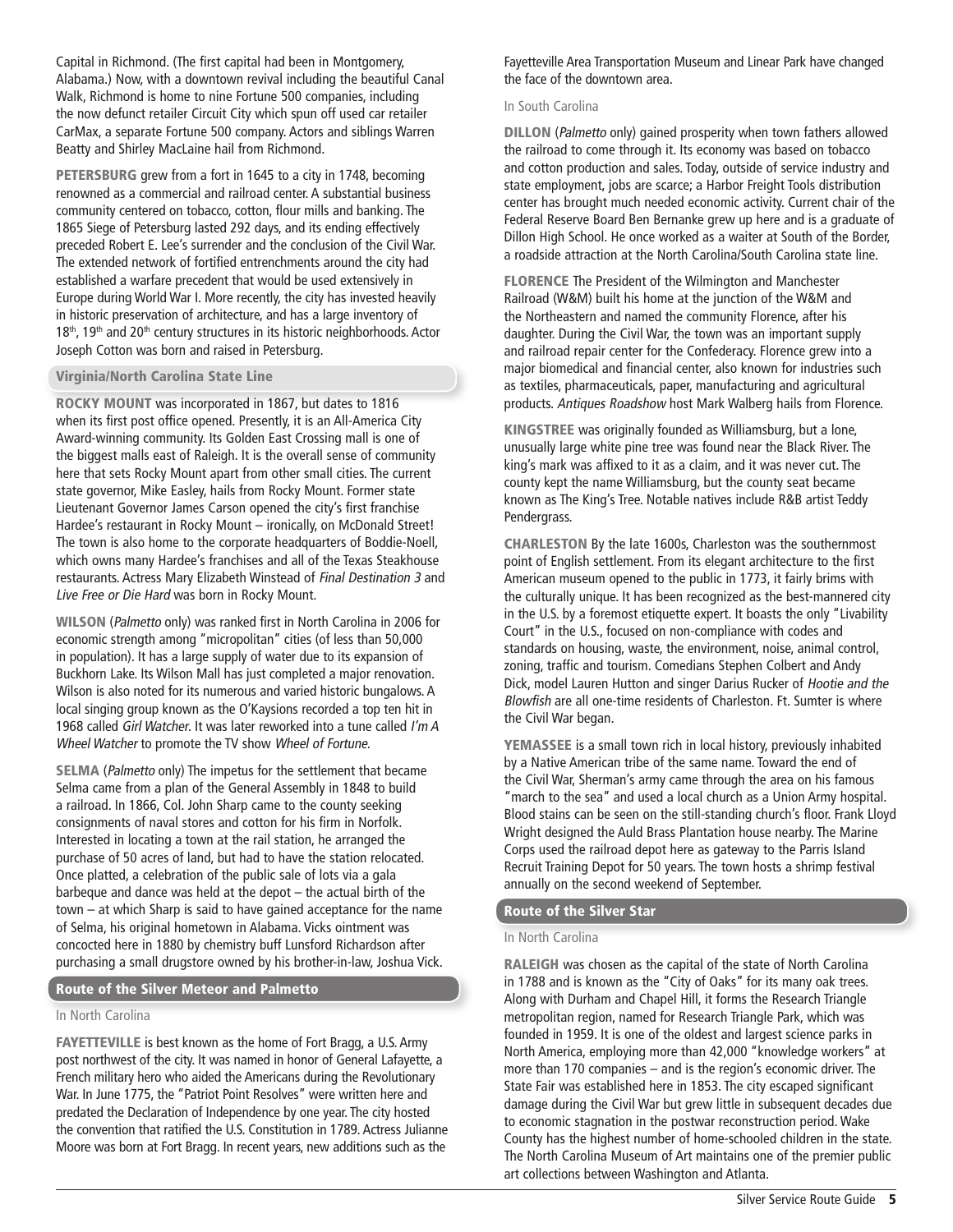Capital in Richmond. (The first capital had been in Montgomery, Alabama.) Now, with a downtown revival including the beautiful Canal Walk, Richmond is home to nine Fortune 500 companies, including the now defunct retailer Circuit City which spun off used car retailer CarMax, a separate Fortune 500 company. Actors and siblings Warren Beatty and Shirley MacLaine hail from Richmond.

**PETERSBURG** grew from a fort in 1645 to a city in 1748, becoming renowned as a commercial and railroad center. A substantial business community centered on tobacco, cotton, flour mills and banking. The 1865 Siege of Petersburg lasted 292 days, and its ending effectively preceded Robert E. Lee's surrender and the conclusion of the Civil War. The extended network of fortified entrenchments around the city had established a warfare precedent that would be used extensively in Europe during World War I. More recently, the city has invested heavily in historic preservation of architecture, and has a large inventory of 18th, 19th and 20th century structures in its historic neighborhoods. Actor Joseph Cotton was born and raised in Petersburg.

## Virginia/North Carolina State Line

**ROCKY MOUNT** was incorporated in 1867, but dates to 1816 when its first post office opened. Presently, it is an All-America City Award-winning community. Its Golden East Crossing mall is one of the biggest malls east of Raleigh. It is the overall sense of community here that sets Rocky Mount apart from other small cities. The current state governor, Mike Easley, hails from Rocky Mount. Former state Lieutenant Governor James Carson opened the city's first franchise Hardee's restaurant in Rocky Mount – ironically, on McDonald Street! The town is also home to the corporate headquarters of Boddie-Noell, which owns many Hardee's franchises and all of the Texas Steakhouse restaurants. Actress Mary Elizabeth Winstead of *Final Destination 3* and *Live Free or Die Hard* was born in Rocky Mount.

**WILSON** (*Palmetto* only) was ranked first in North Carolina in 2006 for economic strength among "micropolitan" cities (of less than 50,000 in population). It has a large supply of water due to its expansion of Buckhorn Lake. Its Wilson Mall has just completed a major renovation. Wilson is also noted for its numerous and varied historic bungalows. A local singing group known as the O'Kaysions recorded a top ten hit in 1968 called *Girl Watcher*. It was later reworked into a tune called *I'm A Wheel Watcher* to promote the TV show *Wheel of Fortune*.

**SELMA** (*Palmetto* only) The impetus for the settlement that became Selma came from a plan of the General Assembly in 1848 to build a railroad. In 1866, Col. John Sharp came to the county seeking consignments of naval stores and cotton for his firm in Norfolk. Interested in locating a town at the rail station, he arranged the purchase of 50 acres of land, but had to have the station relocated. Once platted, a celebration of the public sale of lots via a gala barbeque and dance was held at the depot – the actual birth of the town – at which Sharp is said to have gained acceptance for the name of Selma, his original hometown in Alabama. Vicks ointment was concocted here in 1880 by chemistry buff Lunsford Richardson after purchasing a small drugstore owned by his brother-in-law, Joshua Vick.

## Route of the Silver Meteor and Palmetto

### In North Carolina

**FAYETTEVILLE** is best known as the home of Fort Bragg, a U.S. Army post northwest of the city. It was named in honor of General Lafayette, a French military hero who aided the Americans during the Revolutionary War. In June 1775, the "Patriot Point Resolves" were written here and predated the Declaration of Independence by one year. The city hosted the convention that ratified the U.S. Constitution in 1789. Actress Julianne Moore was born at Fort Bragg. In recent years, new additions such as the Fayetteville Area Transportation Museum and Linear Park have changed the face of the downtown area.

### In South Carolina

**DILLON** (*Palmetto* only) gained prosperity when town fathers allowed the railroad to come through it. Its economy was based on tobacco and cotton production and sales. Today, outside of service industry and state employment, jobs are scarce; a Harbor Freight Tools distribution center has brought much needed economic activity. Current chair of the Federal Reserve Board Ben Bernanke grew up here and is a graduate of Dillon High School. He once worked as a waiter at South of the Border, a roadside attraction at the North Carolina/South Carolina state line.

**FLORENCE** The President of the Wilmington and Manchester Railroad (W&M) built his home at the junction of the W&M and the Northeastern and named the community Florence, after his daughter. During the Civil War, the town was an important supply and railroad repair center for the Confederacy. Florence grew into a major biomedical and financial center, also known for industries such as textiles, pharmaceuticals, paper, manufacturing and agricultural products. *Antiques Roadshow* host Mark Walberg hails from Florence.

**KINGSTREE** was originally founded as Williamsburg, but a lone, unusually large white pine tree was found near the Black River. The king's mark was affixed to it as a claim, and it was never cut. The county kept the name Williamsburg, but the county seat became known as The King's Tree. Notable natives include R&B artist Teddy Pendergrass.

**CHARLESTON** By the late 1600s, Charleston was the southernmost point of English settlement. From its elegant architecture to the first American museum opened to the public in 1773, it fairly brims with the culturally unique. It has been recognized as the best-mannered city in the U.S. by a foremost etiquette expert. It boasts the only "Livability Court" in the U.S., focused on non-compliance with codes and standards on housing, waste, the environment, noise, animal control, zoning, traffic and tourism. Comedians Stephen Colbert and Andy Dick, model Lauren Hutton and singer Darius Rucker of *Hootie and the Blowfish* are all one-time residents of Charleston. Ft. Sumter is where the Civil War began.

**YEMASSEE** is a small town rich in local history, previously inhabited by a Native American tribe of the same name. Toward the end of the Civil War, Sherman's army came through the area on his famous "march to the sea" and used a local church as a Union Army hospital. Blood stains can be seen on the still-standing church's floor. Frank Lloyd Wright designed the Auld Brass Plantation house nearby. The Marine Corps used the railroad depot here as gateway to the Parris Island Recruit Training Depot for 50 years. The town hosts a shrimp festival annually on the second weekend of September.

## Route of the Silver Star

### In North Carolina

**RALEIGH** was chosen as the capital of the state of North Carolina in 1788 and is known as the "City of Oaks" for its many oak trees. Along with Durham and Chapel Hill, it forms the Research Triangle metropolitan region, named for Research Triangle Park, which was founded in 1959. It is one of the oldest and largest science parks in North America, employing more than 42,000 "knowledge workers" at more than 170 companies – and is the region's economic driver. The State Fair was established here in 1853. The city escaped significant damage during the Civil War but grew little in subsequent decades due to economic stagnation in the postwar reconstruction period. Wake County has the highest number of home-schooled children in the state. The North Carolina Museum of Art maintains one of the premier public art collections between Washington and Atlanta.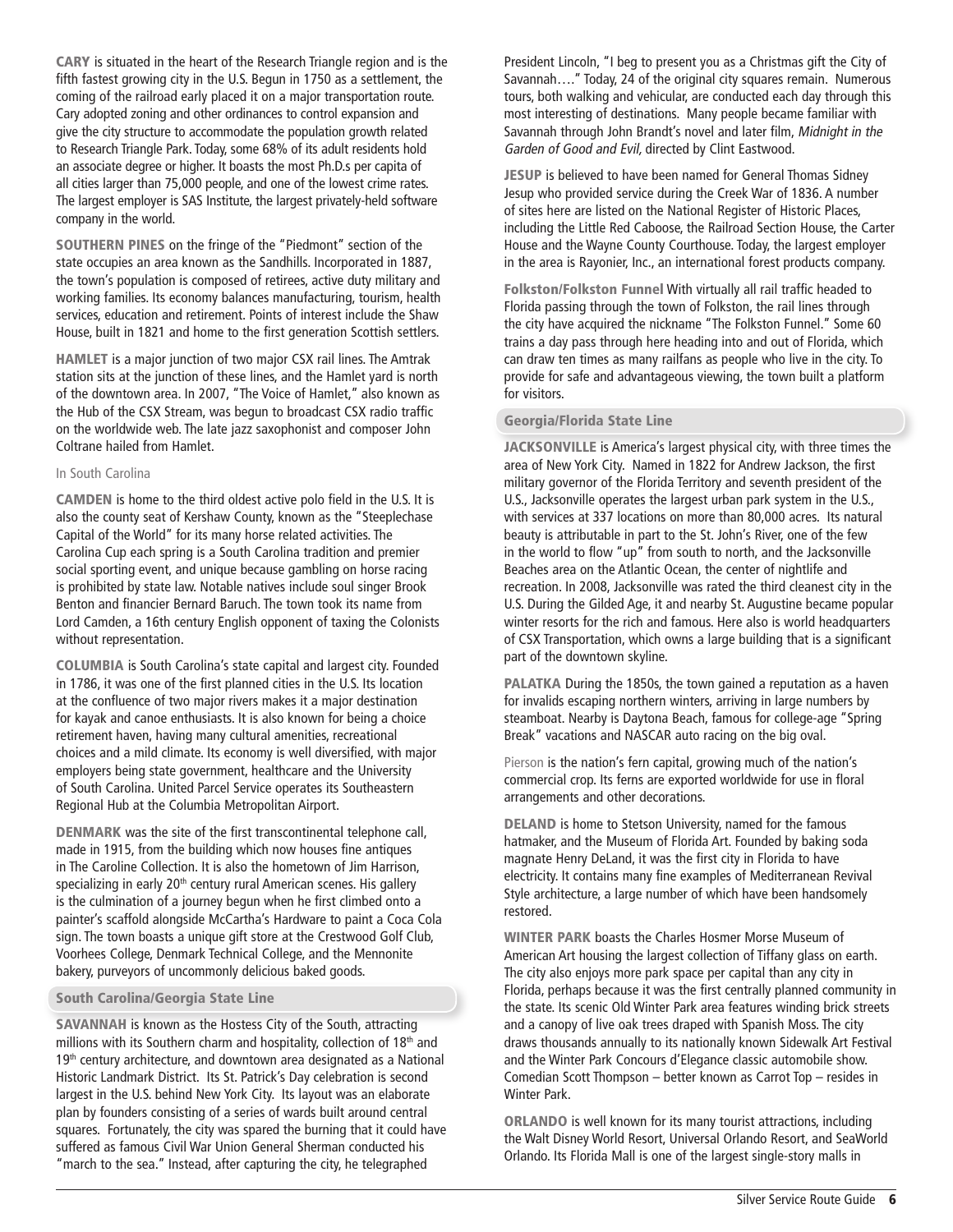**CARY** is situated in the heart of the Research Triangle region and is the fifth fastest growing city in the U.S. Begun in 1750 as a settlement, the coming of the railroad early placed it on a major transportation route. Cary adopted zoning and other ordinances to control expansion and give the city structure to accommodate the population growth related to Research Triangle Park. Today, some 68% of its adult residents hold an associate degree or higher. It boasts the most Ph.D.s per capita of all cities larger than 75,000 people, and one of the lowest crime rates. The largest employer is SAS Institute, the largest privately-held software company in the world.

**SOUTHERN PINES** on the fringe of the "Piedmont" section of the state occupies an area known as the Sandhills. Incorporated in 1887, the town's population is composed of retirees, active duty military and working families. Its economy balances manufacturing, tourism, health services, education and retirement. Points of interest include the Shaw House, built in 1821 and home to the first generation Scottish settlers.

**HAMLET** is a major junction of two major CSX rail lines. The Amtrak station sits at the junction of these lines, and the Hamlet yard is north of the downtown area. In 2007, "The Voice of Hamlet," also known as the Hub of the CSX Stream, was begun to broadcast CSX radio traffic on the worldwide web. The late jazz saxophonist and composer John Coltrane hailed from Hamlet.

In South Carolina

**CAMDEN** is home to the third oldest active polo field in the U.S. It is also the county seat of Kershaw County, known as the "Steeplechase Capital of the World" for its many horse related activities. The Carolina Cup each spring is a South Carolina tradition and premier social sporting event, and unique because gambling on horse racing is prohibited by state law. Notable natives include soul singer Brook Benton and financier Bernard Baruch. The town took its name from Lord Camden, a 16th century English opponent of taxing the Colonists without representation.

**COLUMBIA** is South Carolina's state capital and largest city. Founded in 1786, it was one of the first planned cities in the U.S. Its location at the confluence of two major rivers makes it a major destination for kayak and canoe enthusiasts. It is also known for being a choice retirement haven, having many cultural amenities, recreational choices and a mild climate. Its economy is well diversified, with major employers being state government, healthcare and the University of South Carolina. United Parcel Service operates its Southeastern Regional Hub at the Columbia Metropolitan Airport.

**DENMARK** was the site of the first transcontinental telephone call, made in 1915, from the building which now houses fine antiques in The Caroline Collection. It is also the hometown of Jim Harrison, specializing in early 20th century rural American scenes. His gallery is the culmination of a journey begun when he first climbed onto a painter's scaffold alongside McCartha's Hardware to paint a Coca Cola sign. The town boasts a unique gift store at the Crestwood Golf Club, Voorhees College, Denmark Technical College, and the Mennonite bakery, purveyors of uncommonly delicious baked goods.

## South Carolina/Georgia State Line

**SAVANNAH** is known as the Hostess City of the South, attracting millions with its Southern charm and hospitality, collection of 18th and 19th century architecture, and downtown area designated as a National Historic Landmark District. Its St. Patrick's Day celebration is second largest in the U.S. behind New York City. Its layout was an elaborate plan by founders consisting of a series of wards built around central squares. Fortunately, the city was spared the burning that it could have suffered as famous Civil War Union General Sherman conducted his "march to the sea." Instead, after capturing the city, he telegraphed President Lincoln, "I beg to present you as a Christmas gift the City of Savannah…." Today, 24 of the original city squares remain. Numerous tours, both walking and vehicular, are conducted each day through this most interesting of destinations. Many people became familiar with Savannah through John Brandt's novel and later film, *Midnight in the Garden of Good and Evil,* directed by Clint Eastwood.

**JESUP** is believed to have been named for General Thomas Sidney Jesup who provided service during the Creek War of 1836. A number of sites here are listed on the National Register of Historic Places, including the Little Red Caboose, the Railroad Section House, the Carter House and the Wayne County Courthouse. Today, the largest employer in the area is Rayonier, Inc., an international forest products company.

**Folkston/Folkston Funnel** With virtually all rail traffic headed to Florida passing through the town of Folkston, the rail lines through the city have acquired the nickname "The Folkston Funnel." Some 60 trains a day pass through here heading into and out of Florida, which can draw ten times as many railfans as people who live in the city. To provide for safe and advantageous viewing, the town built a platform for visitors.

## Georgia/Florida State Line

**JACKSONVILLE** is America's largest physical city, with three times the area of New York City. Named in 1822 for Andrew Jackson, the first military governor of the Florida Territory and seventh president of the U.S., Jacksonville operates the largest urban park system in the U.S., with services at 337 locations on more than 80,000 acres. Its natural beauty is attributable in part to the St. John's River, one of the few in the world to flow "up" from south to north, and the Jacksonville Beaches area on the Atlantic Ocean, the center of nightlife and recreation. In 2008, Jacksonville was rated the third cleanest city in the U.S. During the Gilded Age, it and nearby St. Augustine became popular winter resorts for the rich and famous. Here also is world headquarters of CSX Transportation, which owns a large building that is a significant part of the downtown skyline.

**PALATKA** During the 1850s, the town gained a reputation as a haven for invalids escaping northern winters, arriving in large numbers by steamboat. Nearby is Daytona Beach, famous for college-age "Spring Break" vacations and NASCAR auto racing on the big oval.

Pierson is the nation's fern capital, growing much of the nation's commercial crop. Its ferns are exported worldwide for use in floral arrangements and other decorations.

**DELAND** is home to Stetson University, named for the famous hatmaker, and the Museum of Florida Art. Founded by baking soda magnate Henry DeLand, it was the first city in Florida to have electricity. It contains many fine examples of Mediterranean Revival Style architecture, a large number of which have been handsomely restored.

**WINTER PARK** boasts the Charles Hosmer Morse Museum of American Art housing the largest collection of Tiffany glass on earth. The city also enjoys more park space per capital than any city in Florida, perhaps because it was the first centrally planned community in the state. Its scenic Old Winter Park area features winding brick streets and a canopy of live oak trees draped with Spanish Moss. The city draws thousands annually to its nationally known Sidewalk Art Festival and the Winter Park Concours d'Elegance classic automobile show. Comedian Scott Thompson – better known as Carrot Top – resides in Winter Park.

**ORLANDO** is well known for its many tourist attractions, including the Walt Disney World Resort, Universal Orlando Resort, and SeaWorld Orlando. Its Florida Mall is one of the largest single-story malls in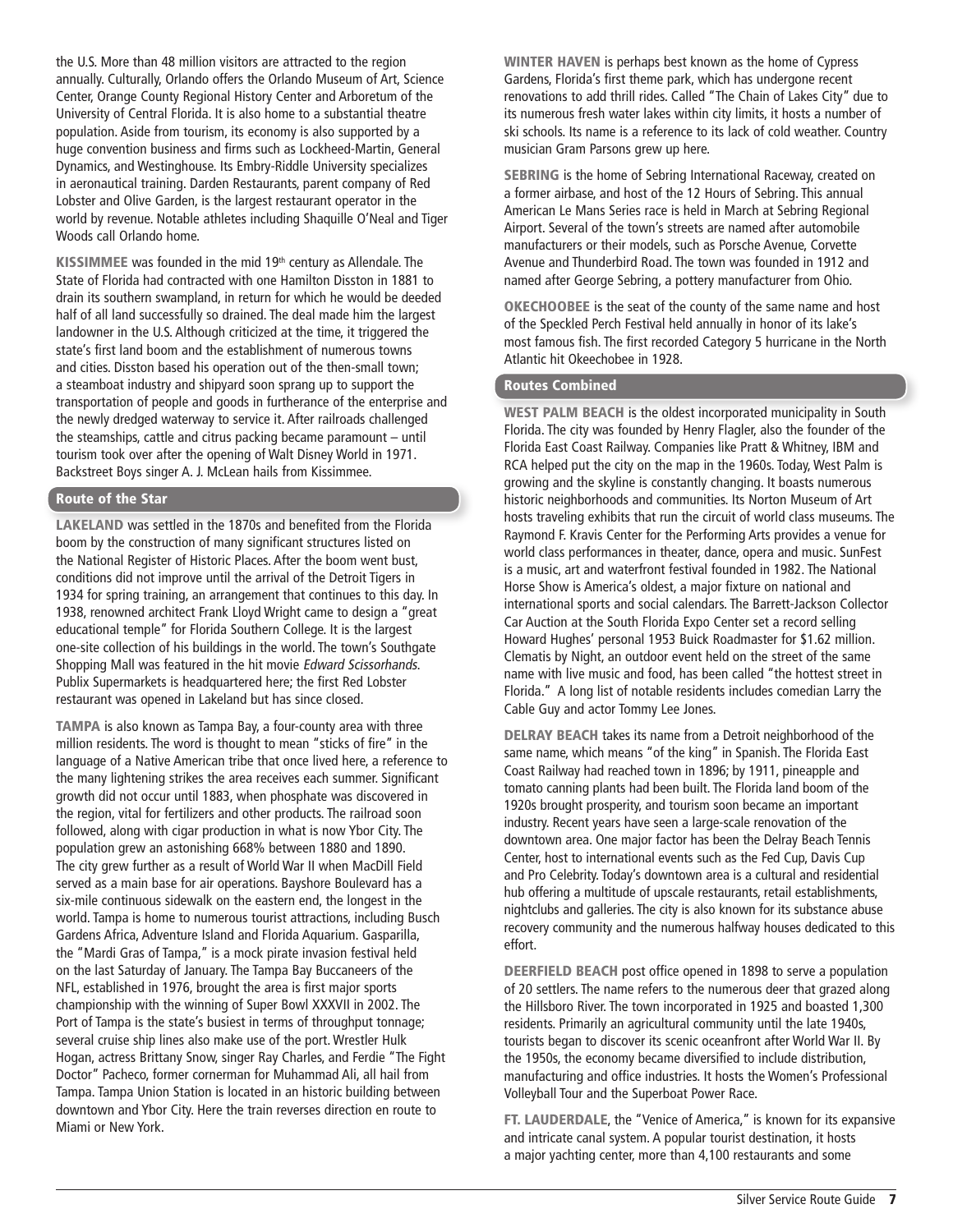the U.S. More than 48 million visitors are attracted to the region annually. Culturally, Orlando offers the Orlando Museum of Art, Science Center, Orange County Regional History Center and Arboretum of the University of Central Florida. It is also home to a substantial theatre population. Aside from tourism, its economy is also supported by a huge convention business and firms such as Lockheed-Martin, General Dynamics, and Westinghouse. Its Embry-Riddle University specializes in aeronautical training. Darden Restaurants, parent company of Red Lobster and Olive Garden, is the largest restaurant operator in the world by revenue. Notable athletes including Shaquille O'Neal and Tiger Woods call Orlando home.

**KISSIMMEE** was founded in the mid 19th century as Allendale. The State of Florida had contracted with one Hamilton Disston in 1881 to drain its southern swampland, in return for which he would be deeded half of all land successfully so drained. The deal made him the largest landowner in the U.S. Although criticized at the time, it triggered the state's first land boom and the establishment of numerous towns and cities. Disston based his operation out of the then-small town; a steamboat industry and shipyard soon sprang up to support the transportation of people and goods in furtherance of the enterprise and the newly dredged waterway to service it. After railroads challenged the steamships, cattle and citrus packing became paramount – until tourism took over after the opening of Walt Disney World in 1971. Backstreet Boys singer A. J. McLean hails from Kissimmee.

## Route of the Star

**LAKELAND** was settled in the 1870s and benefited from the Florida boom by the construction of many significant structures listed on the National Register of Historic Places. After the boom went bust, conditions did not improve until the arrival of the Detroit Tigers in 1934 for spring training, an arrangement that continues to this day. In 1938, renowned architect Frank Lloyd Wright came to design a "great educational temple" for Florida Southern College. It is the largest one-site collection of his buildings in the world. The town's Southgate Shopping Mall was featured in the hit movie *Edward Scissorhands*. Publix Supermarkets is headquartered here; the first Red Lobster restaurant was opened in Lakeland but has since closed.

**TAMPA** is also known as Tampa Bay, a four-county area with three million residents. The word is thought to mean "sticks of fire" in the language of a Native American tribe that once lived here, a reference to the many lightening strikes the area receives each summer. Significant growth did not occur until 1883, when phosphate was discovered in the region, vital for fertilizers and other products. The railroad soon followed, along with cigar production in what is now Ybor City. The population grew an astonishing 668% between 1880 and 1890. The city grew further as a result of World War II when MacDill Field served as a main base for air operations. Bayshore Boulevard has a six-mile continuous sidewalk on the eastern end, the longest in the world. Tampa is home to numerous tourist attractions, including Busch Gardens Africa, Adventure Island and Florida Aquarium. Gasparilla, the "Mardi Gras of Tampa," is a mock pirate invasion festival held on the last Saturday of January. The Tampa Bay Buccaneers of the NFL, established in 1976, brought the area is first major sports championship with the winning of Super Bowl XXXVII in 2002. The Port of Tampa is the state's busiest in terms of throughput tonnage; several cruise ship lines also make use of the port. Wrestler Hulk Hogan, actress Brittany Snow, singer Ray Charles, and Ferdie "The Fight Doctor" Pacheco, former cornerman for Muhammad Ali, all hail from Tampa. Tampa Union Station is located in an historic building between downtown and Ybor City. Here the train reverses direction en route to Miami or New York.

**WINTER HAVEN** is perhaps best known as the home of Cypress Gardens, Florida's first theme park, which has undergone recent renovations to add thrill rides. Called "The Chain of Lakes City" due to its numerous fresh water lakes within city limits, it hosts a number of ski schools. Its name is a reference to its lack of cold weather. Country musician Gram Parsons grew up here.

**SEBRING** is the home of Sebring International Raceway, created on a former airbase, and host of the 12 Hours of Sebring. This annual American Le Mans Series race is held in March at Sebring Regional Airport. Several of the town's streets are named after automobile manufacturers or their models, such as Porsche Avenue, Corvette Avenue and Thunderbird Road. The town was founded in 1912 and named after George Sebring, a pottery manufacturer from Ohio.

**OKECHOOBEE** is the seat of the county of the same name and host of the Speckled Perch Festival held annually in honor of its lake's most famous fish. The first recorded Category 5 hurricane in the North Atlantic hit Okeechobee in 1928.

## Routes Combined

**WEST PALM BEACH** is the oldest incorporated municipality in South Florida. The city was founded by Henry Flagler, also the founder of the Florida East Coast Railway. Companies like Pratt & Whitney, IBM and RCA helped put the city on the map in the 1960s. Today, West Palm is growing and the skyline is constantly changing. It boasts numerous historic neighborhoods and communities. Its Norton Museum of Art hosts traveling exhibits that run the circuit of world class museums. The Raymond F. Kravis Center for the Performing Arts provides a venue for world class performances in theater, dance, opera and music. SunFest is a music, art and waterfront festival founded in 1982. The National Horse Show is America's oldest, a major fixture on national and international sports and social calendars. The Barrett-Jackson Collector Car Auction at the South Florida Expo Center set a record selling Howard Hughes' personal 1953 Buick Roadmaster for $1.62 million. Clematis by Night, an outdoor event held on the street of the same name with live music and food, has been called "the hottest street in Florida." A long list of notable residents includes comedian Larry the Cable Guy and actor Tommy Lee Jones.

**DELRAY BEACH** takes its name from a Detroit neighborhood of the same name, which means "of the king" in Spanish. The Florida East Coast Railway had reached town in 1896; by 1911, pineapple and tomato canning plants had been built. The Florida land boom of the 1920s brought prosperity, and tourism soon became an important industry. Recent years have seen a large-scale renovation of the downtown area. One major factor has been the Delray Beach Tennis Center, host to international events such as the Fed Cup, Davis Cup and Pro Celebrity. Today's downtown area is a cultural and residential hub offering a multitude of upscale restaurants, retail establishments, nightclubs and galleries. The city is also known for its substance abuse recovery community and the numerous halfway houses dedicated to this effort.

**DEERFIELD BEACH** post office opened in 1898 to serve a population of 20 settlers. The name refers to the numerous deer that grazed along the Hillsboro River. The town incorporated in 1925 and boasted 1,300 residents. Primarily an agricultural community until the late 1940s, tourists began to discover its scenic oceanfront after World War II. By the 1950s, the economy became diversified to include distribution, manufacturing and office industries. It hosts the Women's Professional Volleyball Tour and the Superboat Power Race.

**FT. LAUDERDALE**, the "Venice of America," is known for its expansive and intricate canal system. A popular tourist destination, it hosts a major yachting center, more than 4,100 restaurants and some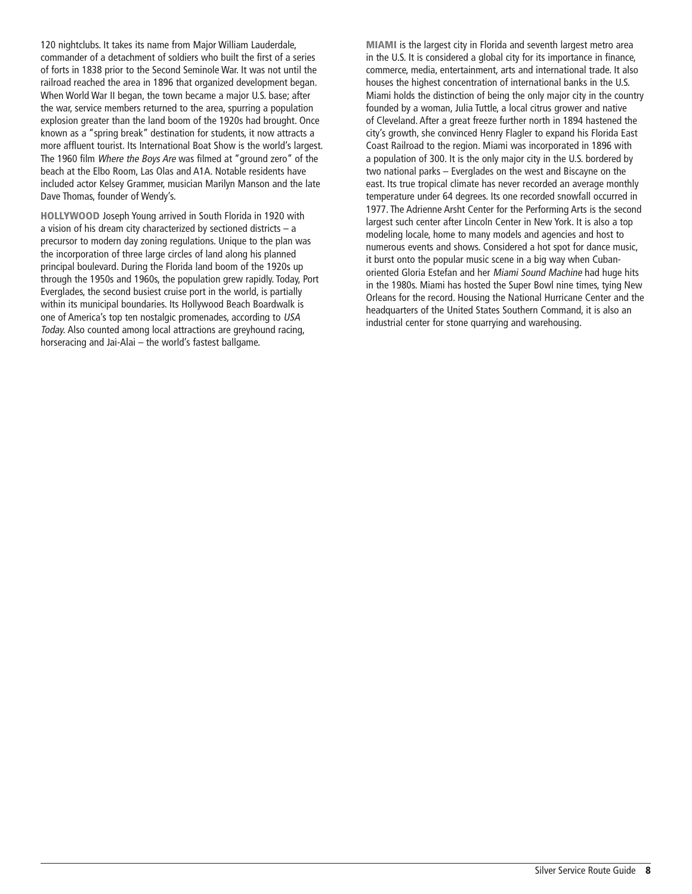120 nightclubs. It takes its name from Major William Lauderdale, commander of a detachment of soldiers who built the first of a series of forts in 1838 prior to the Second Seminole War. It was not until the railroad reached the area in 1896 that organized development began. When World War II began, the town became a major U.S. base; after the war, service members returned to the area, spurring a population explosion greater than the land boom of the 1920s had brought. Once known as a "spring break" destination for students, it now attracts a more affluent tourist. Its International Boat Show is the world's largest. The 1960 film *Where the Boys Are* was filmed at "ground zero" of the beach at the Elbo Room, Las Olas and A1A. Notable residents have included actor Kelsey Grammer, musician Marilyn Manson and the late Dave Thomas, founder of Wendy's.

**HOLLYWOOD** Joseph Young arrived in South Florida in 1920 with a vision of his dream city characterized by sectioned districts – a precursor to modern day zoning regulations. Unique to the plan was the incorporation of three large circles of land along his planned principal boulevard. During the Florida land boom of the 1920s up through the 1950s and 1960s, the population grew rapidly. Today, Port Everglades, the second busiest cruise port in the world, is partially within its municipal boundaries. Its Hollywood Beach Boardwalk is one of America's top ten nostalgic promenades, according to *USA Today*. Also counted among local attractions are greyhound racing, horseracing and Jai-Alai – the world's fastest ballgame.

**MIAMI** is the largest city in Florida and seventh largest metro area in the U.S. It is considered a global city for its importance in finance, commerce, media, entertainment, arts and international trade. It also houses the highest concentration of international banks in the U.S. Miami holds the distinction of being the only major city in the country founded by a woman, Julia Tuttle, a local citrus grower and native of Cleveland. After a great freeze further north in 1894 hastened the city's growth, she convinced Henry Flagler to expand his Florida East Coast Railroad to the region. Miami was incorporated in 1896 with a population of 300. It is the only major city in the U.S. bordered by two national parks – Everglades on the west and Biscayne on the east. Its true tropical climate has never recorded an average monthly temperature under 64 degrees. Its one recorded snowfall occurred in 1977. The Adrienne Arsht Center for the Performing Arts is the second largest such center after Lincoln Center in New York. It is also a top modeling locale, home to many models and agencies and host to numerous events and shows. Considered a hot spot for dance music, it burst onto the popular music scene in a big way when Cuban-oriented Gloria Estefan and her *Miami Sound Machine* had huge hits in the 1980s. Miami has hosted the Super Bowl nine times, tying New Orleans for the record. Housing the National Hurricane Center and the headquarters of the United States Southern Command, it is also an industrial center for stone quarrying and warehousing.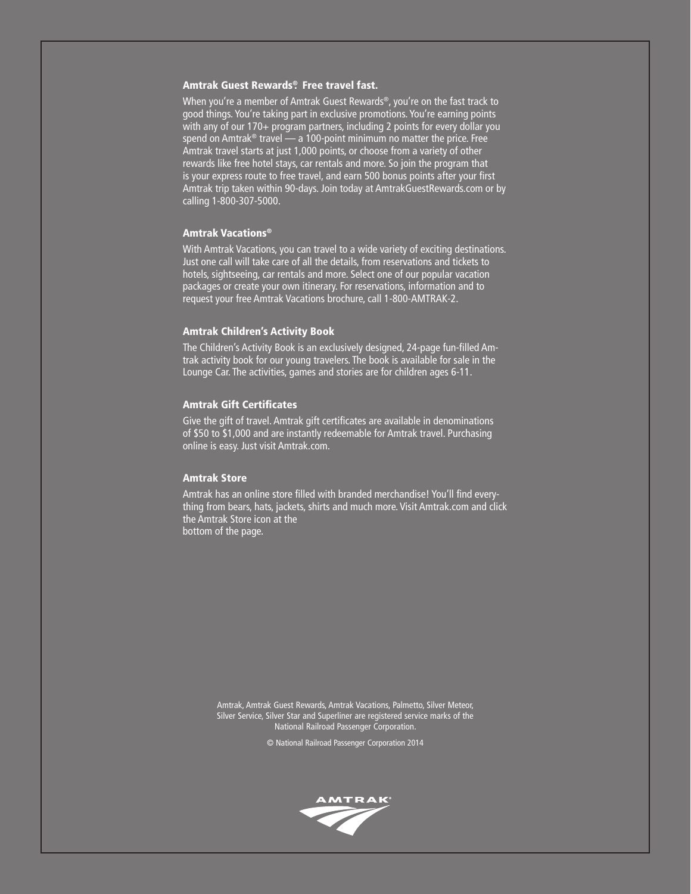### Amtrak Guest Rewards®. Free travel fast.

When you're a member of Amtrak Guest Rewards®, you're on the fast track to good things. You're taking part in exclusive promotions. You're earning points with any of our 170+ program partners, including 2 points for every dollar you spend on Amtrak® travel — a 100-point minimum no matter the price. Free Amtrak travel starts at just 1,000 points, or choose from a variety of other rewards like free hotel stays, car rentals and more. So join the program that is your express route to free travel, and earn 500 bonus points after your first Amtrak trip taken within 90-days. Join today at AmtrakGuestRewards.com or by calling 1-800-307-5000.

### Amtrak Vacations®

With Amtrak Vacations, you can travel to a wide variety of exciting destinations. Just one call will take care of all the details, from reservations and tickets to hotels, sightseeing, car rentals and more. Select one of our popular vacation packages or create your own itinerary. For reservations, information and to request your free Amtrak Vacations brochure, call 1-800-AMTRAK-2.

### Amtrak Children's Activity Book

The Children's Activity Book is an exclusively designed, 24-page fun-filled Amtrak activity book for our young travelers. The book is available for sale in the Lounge Car. The activities, games and stories are for children ages 6-11.

### Amtrak Gift Certificates

Give the gift of travel. Amtrak gift certificates are available in denominations of $50 to $1,000 and are instantly redeemable for Amtrak travel. Purchasing online is easy. Just visit Amtrak.com.

### Amtrak Store

Amtrak has an online store filled with branded merchandise! You'll find everything from bears, hats, jackets, shirts and much more. Visit Amtrak.com and click the Amtrak Store icon at the bottom of the page.

Amtrak, Amtrak Guest Rewards, Amtrak Vacations, Palmetto, Silver Meteor, Silver Service, Silver Star and Superliner are registered service marks of the National Railroad Passenger Corporation.

© National Railroad Passenger Corporation 2014

AMTRAK®